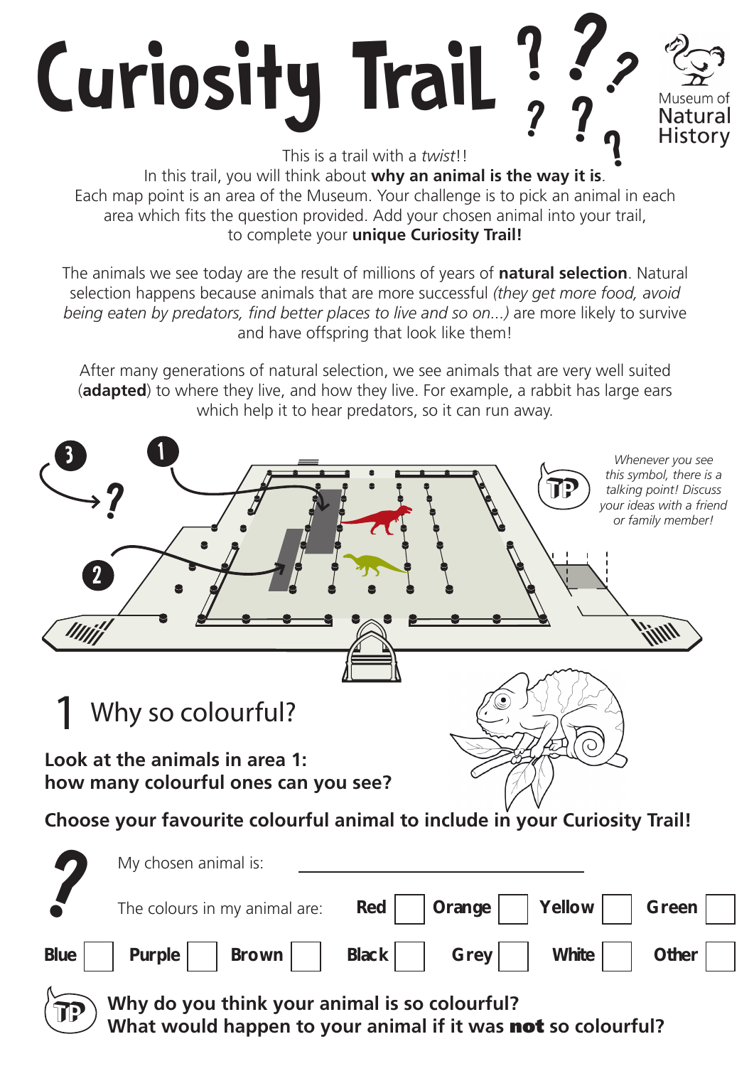# Curiosity Trail

Museum of Natural History

This is a trail with a *twist*!!

In this trail, you will think about **why an animal is the way it is**.

Each map point is an area of the Museum. Your challenge is to pick an animal in each area which fits the question provided. Add your chosen animal into your trail, to complete your **unique Curiosity Trail!**

The animals we see today are the result of millions of years of **natural selection**. Natural selection happens because animals that are more successful *(they get more food, avoid being eaten by predators, find better places to live and so on...)* are more likely to survive and have offspring that look like them!

After many generations of natural selection, we see animals that are very well suited (**adapted**) to where they live, and how they live. For example, a rabbit has large ears which help it to hear predators, so it can run away.

*Whenever you see this symbol, there is a talking point! Discuss your ideas with a friend or family member!*

## 1 Why so colourful?

**Look at the animals in area 1: how many colourful ones can you see?**

**Choose your favourite colourful animal to include in your Curiosity Trail!**

My chosen animal is: ____________________

The colours in my animal are: **Red** ☐ **Orange** ☐ **Yellow** ☐ **Green** ☐ **Blue** ☐ **Purple** ☐ **Brown** ☐ **Black** ☐ **Grey** ☐ **White** ☐ **Other** ☐

**Why do you think your animal is so colourful?**
**What would happen to your animal if it was not so colourful?**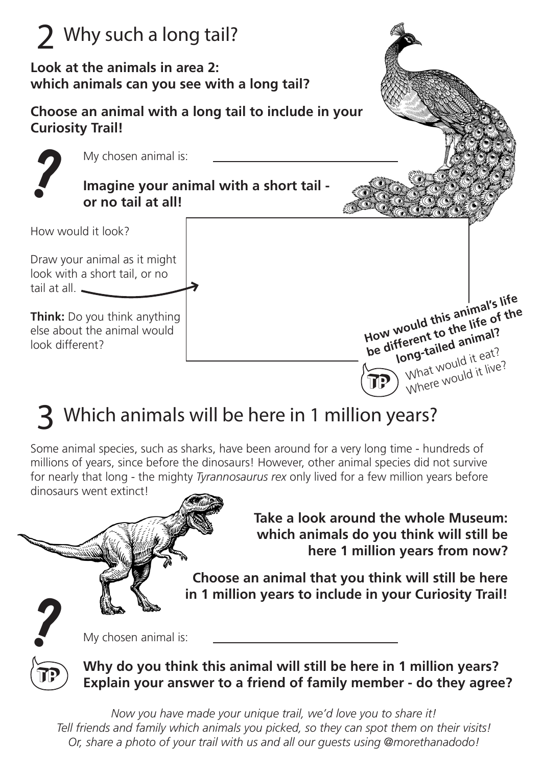# 2 Why such a long tail?

**Look at the animals in area 2: which animals can you see with a long tail?**

**Choose an animal with a long tail to include in your Curiosity Trail!**

My chosen animal is: ______________________

**Imagine your animal with a short tail - or no tail at all!**

How would it look?

Draw your animal as it might look with a short tail, or no tail at all.

**Think:** Do you think anything else about the animal would look different?

**How would this animal's life be different to the life of the long-tailed animal?**

What would it eat?
Where would it live?

# 3 Which animals will be here in 1 million years?

Some animal species, such as sharks, have been around for a very long time - hundreds of millions of years, since before the dinosaurs! However, other animal species did not survive for nearly that long - the mighty *Tyrannosaurus rex* only lived for a few million years before dinosaurs went extinct!

**Take a look around the whole Museum: which animals do you think will still be here 1 million years from now?**

**Choose an animal that you think will still be here in 1 million years to include in your Curiosity Trail!**

My chosen animal is: ______________________

**Why do you think this animal will still be here in 1 million years? Explain your answer to a friend of family member - do they agree?**

*Now you have made your unique trail, we'd love you to share it!*
*Tell friends and family which animals you picked, so they can spot them on their visits!*
*Or, share a photo of your trail with us and all our guests using @morethanadodo!*